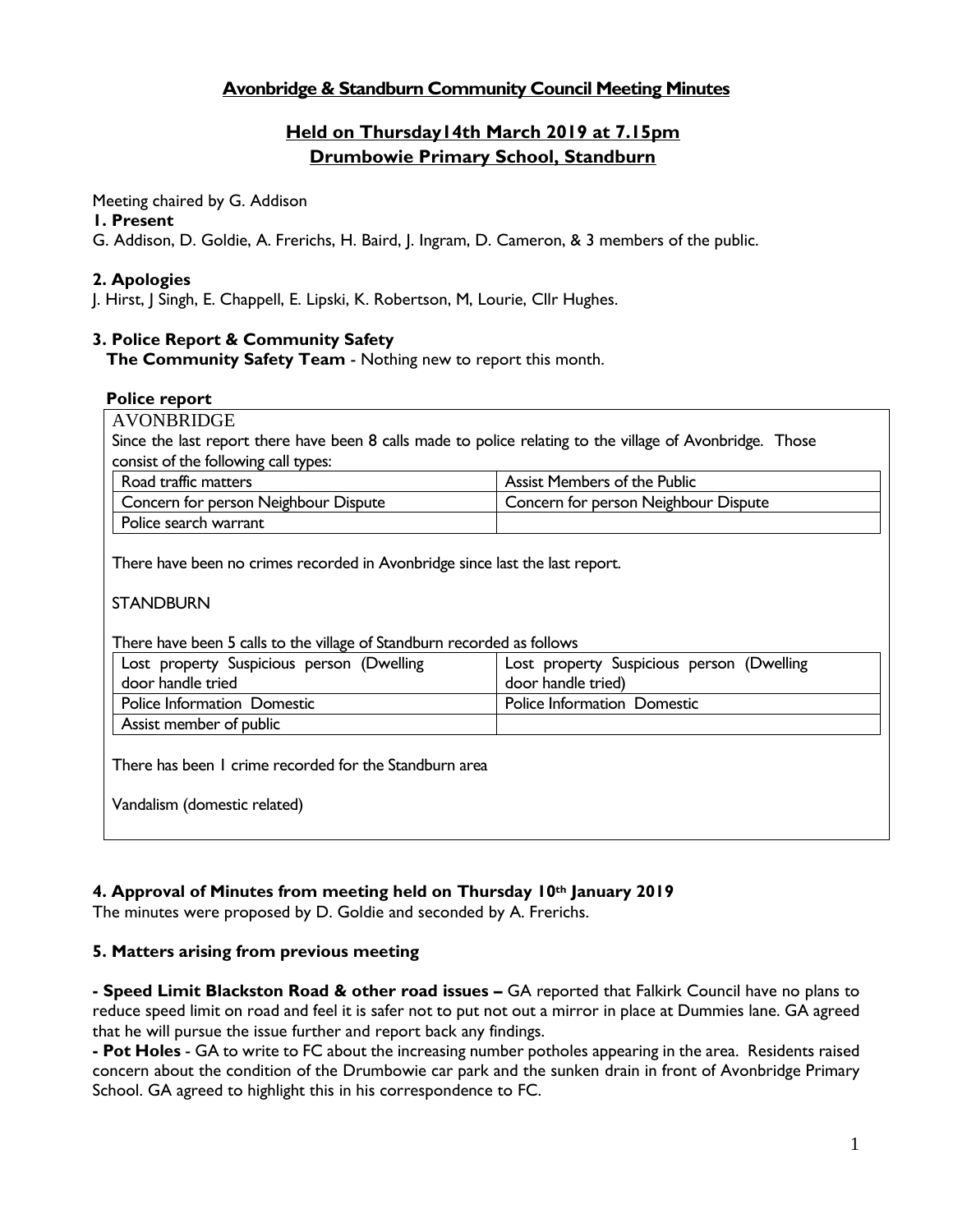# Avonbridge & Standburn Community Council Meeting Minutes

## Held on Thursday14th March 2019 at 7.15pm
## Drumbowie Primary School, Standburn

Meeting chaired by G. Addison

**1. Present**

G. Addison, D. Goldie, A. Frerichs, H. Baird, J. Ingram, D. Cameron, & 3 members of the public.

**2. Apologies**

J. Hirst, J Singh, E. Chappell, E. Lipski, K. Robertson, M, Lourie, Cllr Hughes.

**3. Police Report & Community Safety**

**The Community Safety Team** - Nothing new to report this month.

**Police report**

AVONBRIDGE

Since the last report there have been 8 calls made to police relating to the village of Avonbridge. Those consist of the following call types:

| | |
|---|---|
| Road traffic matters | Assist Members of the Public |
| Concern for person Neighbour Dispute | Concern for person Neighbour Dispute |
| Police search warrant | |

There have been no crimes recorded in Avonbridge since last the last report.

STANDBURN

There have been 5 calls to the village of Standburn recorded as follows

| | |
|---|---|
| Lost property Suspicious person (Dwelling door handle tried | Lost property Suspicious person (Dwelling door handle tried) |
| Police Information Domestic | Police Information Domestic |
| Assist member of public | |

There has been 1 crime recorded for the Standburn area

Vandalism (domestic related)

**4. Approval of Minutes from meeting held on Thursday 10th January 2019**

The minutes were proposed by D. Goldie and seconded by A. Frerichs.

**5. Matters arising from previous meeting**

**- Speed Limit Blackston Road & other road issues –** GA reported that Falkirk Council have no plans to reduce speed limit on road and feel it is safer not to put not out a mirror in place at Dummies lane. GA agreed that he will pursue the issue further and report back any findings.

**- Pot Holes** - GA to write to FC about the increasing number potholes appearing in the area. Residents raised concern about the condition of the Drumbowie car park and the sunken drain in front of Avonbridge Primary School. GA agreed to highlight this in his correspondence to FC.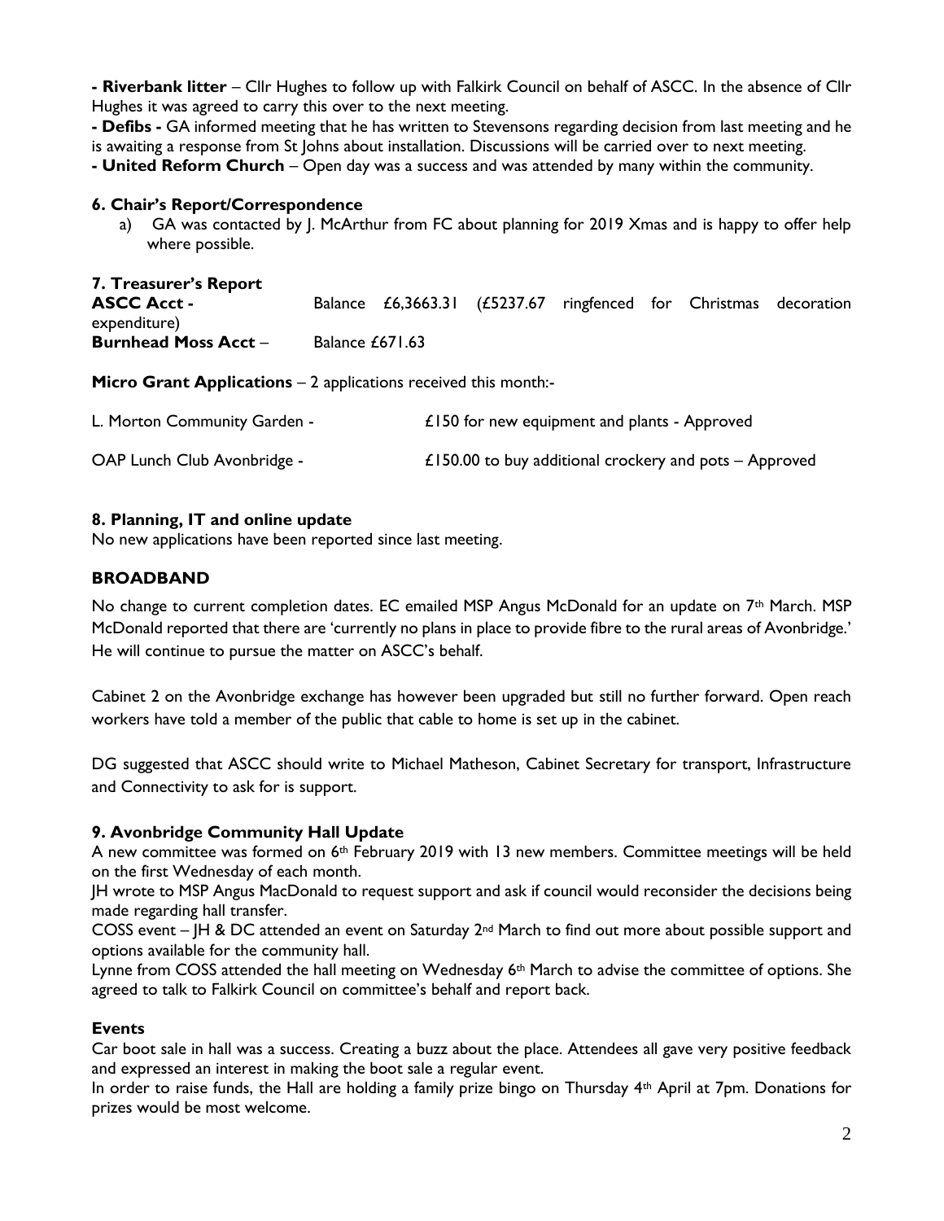**- Riverbank litter** – Cllr Hughes to follow up with Falkirk Council on behalf of ASCC. In the absence of Cllr Hughes it was agreed to carry this over to the next meeting.

**- Defibs -** GA informed meeting that he has written to Stevensons regarding decision from last meeting and he is awaiting a response from St Johns about installation. Discussions will be carried over to next meeting.

**- United Reform Church** – Open day was a success and was attended by many within the community.

### 6. Chair's Report/Correspondence

a) GA was contacted by J. McArthur from FC about planning for 2019 Xmas and is happy to offer help where possible.

### 7. Treasurer's Report

**ASCC Acct -** Balance £6,3663.31 (£5237.67 ringfenced for Christmas decoration expenditure)

**Burnhead Moss Acct** – Balance £671.63

**Micro Grant Applications** – 2 applications received this month:-

L. Morton Community Garden - £150 for new equipment and plants - Approved

OAP Lunch Club Avonbridge - £150.00 to buy additional crockery and pots – Approved

### 8. Planning, IT and online update

No new applications have been reported since last meeting.

### BROADBAND

No change to current completion dates. EC emailed MSP Angus McDonald for an update on 7th March. MSP McDonald reported that there are 'currently no plans in place to provide fibre to the rural areas of Avonbridge.' He will continue to pursue the matter on ASCC's behalf.

Cabinet 2 on the Avonbridge exchange has however been upgraded but still no further forward. Open reach workers have told a member of the public that cable to home is set up in the cabinet.

DG suggested that ASCC should write to Michael Matheson, Cabinet Secretary for transport, Infrastructure and Connectivity to ask for is support.

### 9. Avonbridge Community Hall Update

A new committee was formed on 6th February 2019 with 13 new members. Committee meetings will be held on the first Wednesday of each month.

JH wrote to MSP Angus MacDonald to request support and ask if council would reconsider the decisions being made regarding hall transfer.

COSS event – JH & DC attended an event on Saturday 2nd March to find out more about possible support and options available for the community hall.

Lynne from COSS attended the hall meeting on Wednesday 6th March to advise the committee of options. She agreed to talk to Falkirk Council on committee's behalf and report back.

### Events

Car boot sale in hall was a success. Creating a buzz about the place. Attendees all gave very positive feedback and expressed an interest in making the boot sale a regular event.

In order to raise funds, the Hall are holding a family prize bingo on Thursday 4th April at 7pm. Donations for prizes would be most welcome.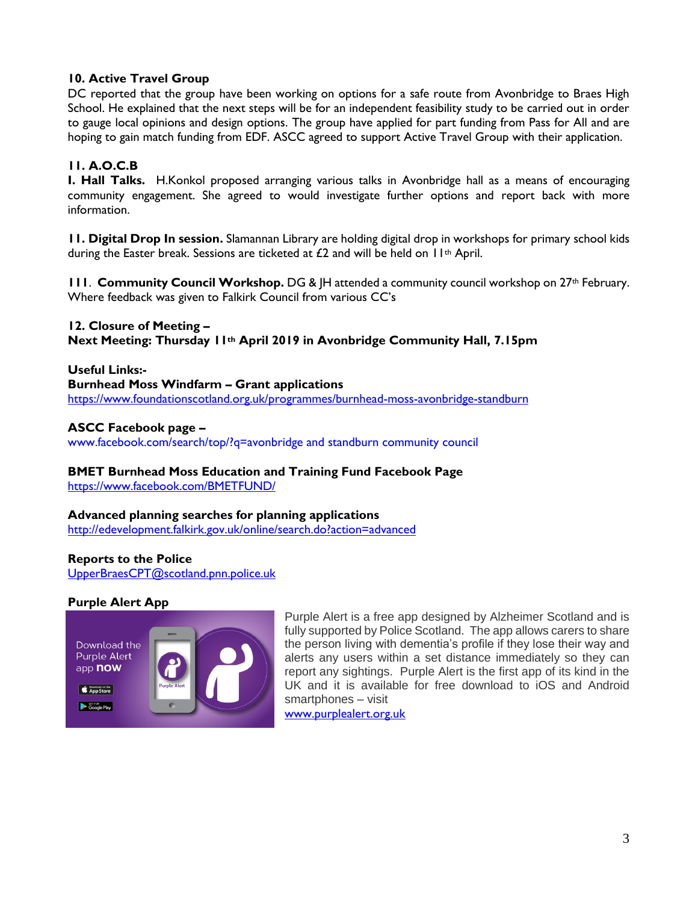### 10. Active Travel Group

DC reported that the group have been working on options for a safe route from Avonbridge to Braes High School. He explained that the next steps will be for an independent feasibility study to be carried out in order to gauge local opinions and design options. The group have applied for part funding from Pass for All and are hoping to gain match funding from EDF. ASCC agreed to support Active Travel Group with their application.

### 11. A.O.C.B

**I. Hall Talks.** H.Konkol proposed arranging various talks in Avonbridge hall as a means of encouraging community engagement. She agreed to would investigate further options and report back with more information.

**II. Digital Drop In session.** Slamannan Library are holding digital drop in workshops for primary school kids during the Easter break. Sessions are ticketed at £2 and will be held on 11th April.

**III. Community Council Workshop.** DG & JH attended a community council workshop on 27th February. Where feedback was given to Falkirk Council from various CC's

### 12. Closure of Meeting –

**Next Meeting: Thursday 11th April 2019 in Avonbridge Community Hall, 7.15pm**

**Useful Links:-**

**Burnhead Moss Windfarm – Grant applications**
https://www.foundationscotland.org.uk/programmes/burnhead-moss-avonbridge-standburn

**ASCC Facebook page –**
www.facebook.com/search/top/?q=avonbridge and standburn community council

**BMET Burnhead Moss Education and Training Fund Facebook Page**
https://www.facebook.com/BMETFUND/

**Advanced planning searches for planning applications**
http://edevelopment.falkirk.gov.uk/online/search.do?action=advanced

**Reports to the Police**
UpperBraesCPT@scotland.pnn.police.uk

**Purple Alert App**

Purple Alert is a free app designed by Alzheimer Scotland and is fully supported by Police Scotland. The app allows carers to share the person living with dementia's profile if they lose their way and alerts any users within a set distance immediately so they can report any sightings. Purple Alert is the first app of its kind in the UK and it is available for free download to iOS and Android smartphones – visit www.purplealert.org.uk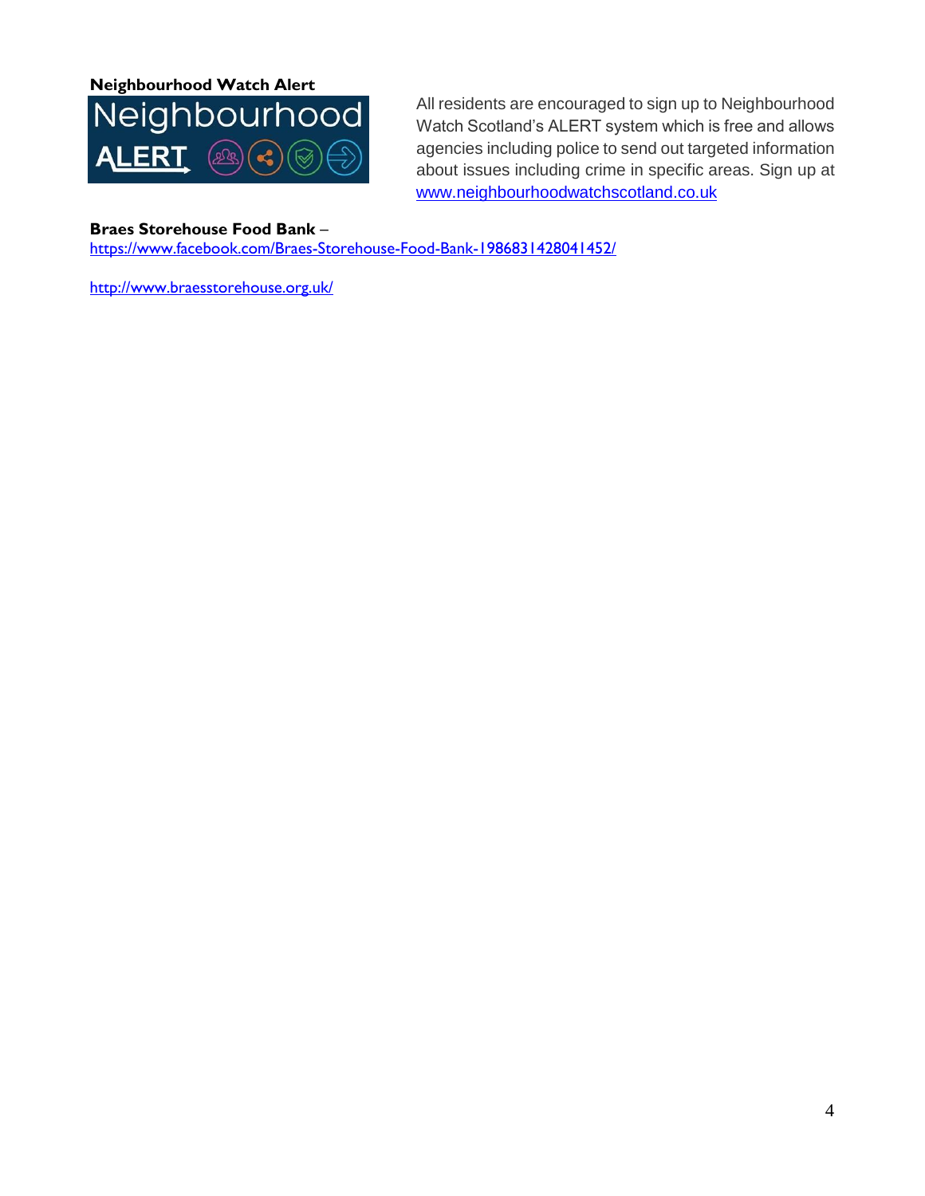**Neighbourhood Watch Alert**

All residents are encouraged to sign up to Neighbourhood Watch Scotland's ALERT system which is free and allows agencies including police to send out targeted information about issues including crime in specific areas. Sign up at www.neighbourhoodwatchscotland.co.uk

**Braes Storehouse Food Bank** – https://www.facebook.com/Braes-Storehouse-Food-Bank-1986831428041452/

http://www.braesstorehouse.org.uk/